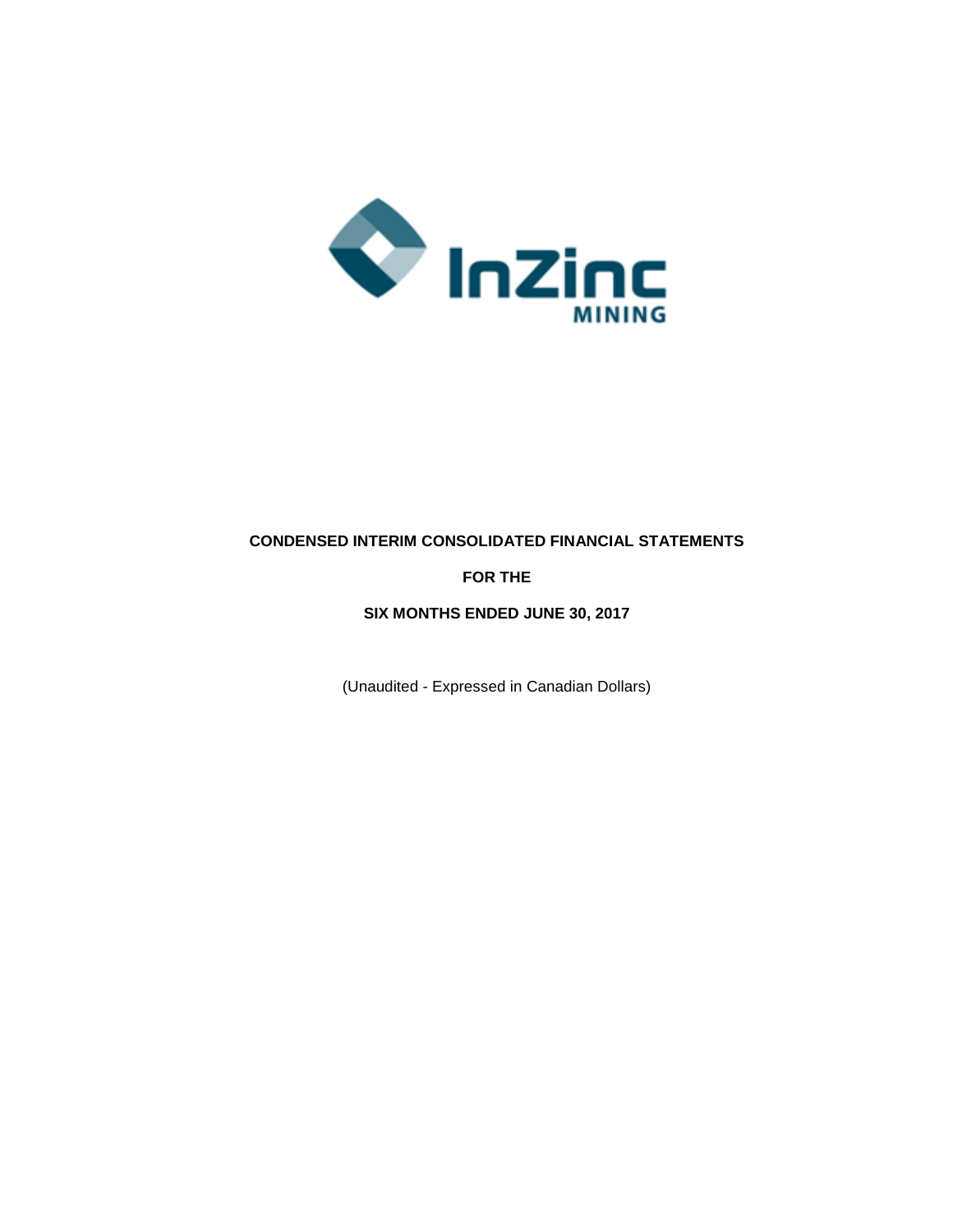InZinc MINING

**CONDENSED INTERIM CONSOLIDATED FINANCIAL STATEMENTS**

**FOR THE**

**SIX MONTHS ENDED JUNE 30, 2017**

(Unaudited - Expressed in Canadian Dollars)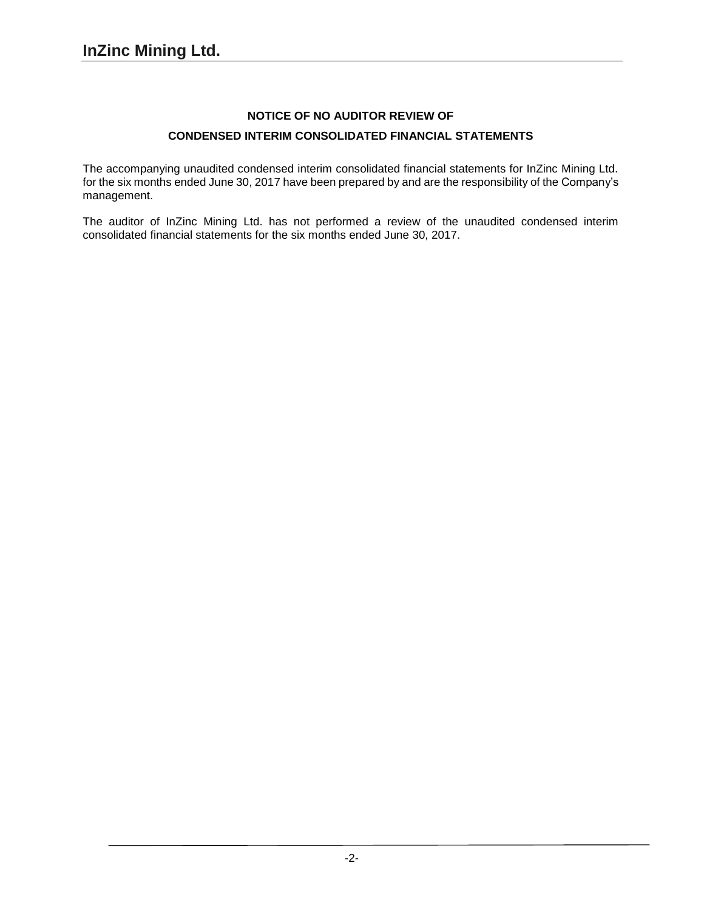# InZinc Mining Ltd.

## NOTICE OF NO AUDITOR REVIEW OF

## CONDENSED INTERIM CONSOLIDATED FINANCIAL STATEMENTS

The accompanying unaudited condensed interim consolidated financial statements for InZinc Mining Ltd. for the six months ended June 30, 2017 have been prepared by and are the responsibility of the Company's management.

The auditor of InZinc Mining Ltd. has not performed a review of the unaudited condensed interim consolidated financial statements for the six months ended June 30, 2017.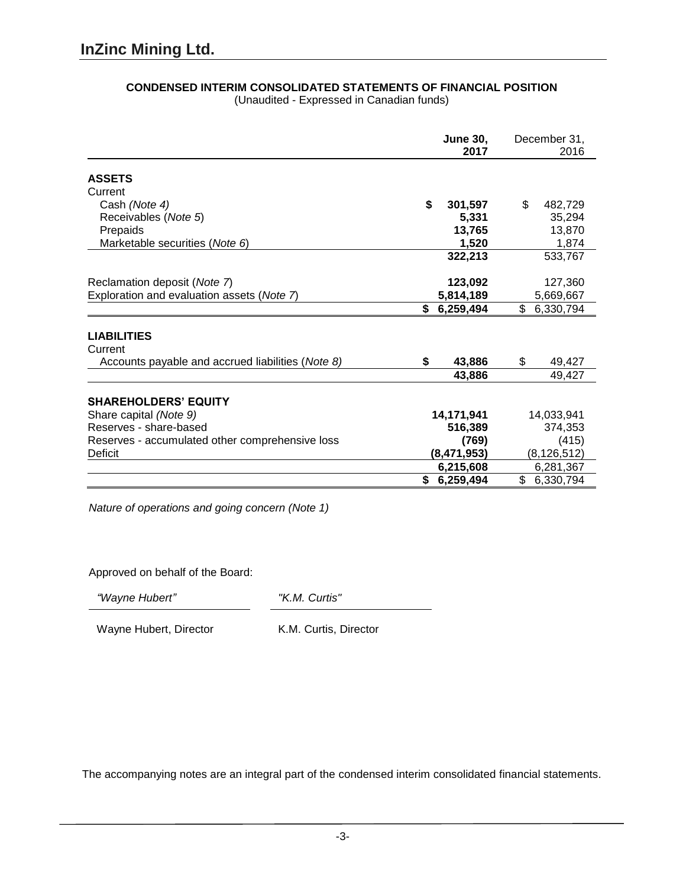# InZinc Mining Ltd.

## CONDENSED INTERIM CONSOLIDATED STATEMENTS OF FINANCIAL POSITION

(Unaudited - Expressed in Canadian funds)

| | **June 30, 2017** | December 31, 2016 |
|---|---|---|
| **ASSETS** | | |
| Current | | |
| Cash *(Note 4)* | **$ 301,597** | $ 482,729 |
| Receivables (*Note 5*) | **5,331** | 35,294 |
| Prepaids | **13,765** | 13,870 |
| Marketable securities (*Note 6*) | **1,520** | 1,874 |
| | **322,213** | 533,767 |
| Reclamation deposit (*Note 7*) | **123,092** | 127,360 |
| Exploration and evaluation assets (*Note 7*) | **5,814,189** | 5,669,667 |
| | **$ 6,259,494** | $ 6,330,794 |
| **LIABILITIES** | | |
| Current | | |
| Accounts payable and accrued liabilities (*Note 8*) | **$ 43,886** | $ 49,427 |
| | **43,886** | 49,427 |
| **SHAREHOLDERS' EQUITY** | | |
| Share capital *(Note 9)* | **14,171,941** | 14,033,941 |
| Reserves - share-based | **516,389** | 374,353 |
| Reserves - accumulated other comprehensive loss | **(769)** | (415) |
| Deficit | **(8,471,953)** | (8,126,512) |
| | **6,215,608** | 6,281,367 |
| | **$ 6,259,494** | $ 6,330,794 |

*Nature of operations and going concern (Note 1)*

Approved on behalf of the Board:

| *"Wayne Hubert"* | *"K.M. Curtis"* |
|---|---|
| Wayne Hubert, Director | K.M. Curtis, Director |

The accompanying notes are an integral part of the condensed interim consolidated financial statements.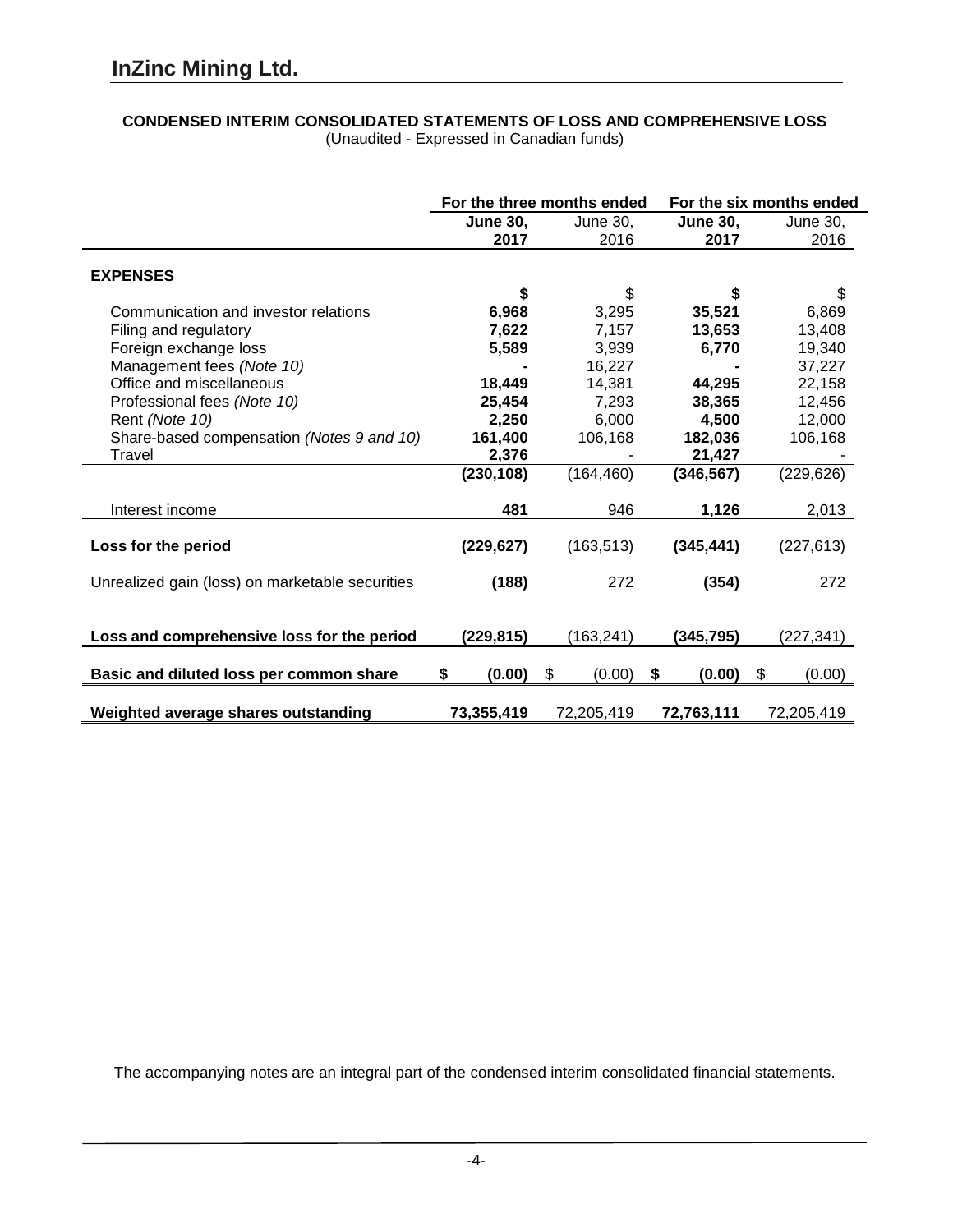# InZinc Mining Ltd.

**CONDENSED INTERIM CONSOLIDATED STATEMENTS OF LOSS AND COMPREHENSIVE LOSS**
(Unaudited - Expressed in Canadian funds)

| | For the three months ended | | For the six months ended | |
|---|---|---|---|---|
| | **June 30, 2017** | June 30, 2016 | **June 30, 2017** | June 30, 2016 |
| **EXPENSES** | | | | |
| | **$** | $ | **$** | $ |
| Communication and investor relations | **6,968** | 3,295 | **35,521** | 6,869 |
| Filing and regulatory | **7,622** | 7,157 | **13,653** | 13,408 |
| Foreign exchange loss | **5,589** | 3,939 | **6,770** | 19,340 |
| Management fees *(Note 10)* | **-** | 16,227 | **-** | 37,227 |
| Office and miscellaneous | **18,449** | 14,381 | **44,295** | 22,158 |
| Professional fees *(Note 10)* | **25,454** | 7,293 | **38,365** | 12,456 |
| Rent *(Note 10)* | **2,250** | 6,000 | **4,500** | 12,000 |
| Share-based compensation *(Notes 9 and 10)* | **161,400** | 106,168 | **182,036** | 106,168 |
| Travel | **2,376** | - | **21,427** | - |
| | **(230,108)** | (164,460) | **(346,567)** | (229,626) |
| Interest income | **481** | 946 | **1,126** | 2,013 |
| **Loss for the period** | **(229,627)** | (163,513) | **(345,441)** | (227,613) |
| Unrealized gain (loss) on marketable securities | **(188)** | 272 | **(354)** | 272 |
| **Loss and comprehensive loss for the period** | **(229,815)** | (163,241) | **(345,795)** | (227,341) |
| **Basic and diluted loss per common share** | **$ (0.00)** | $ (0.00) | **$ (0.00)** | $ (0.00) |
| **Weighted average shares outstanding** | **73,355,419** | 72,205,419 | **72,763,111** | 72,205,419 |

The accompanying notes are an integral part of the condensed interim consolidated financial statements.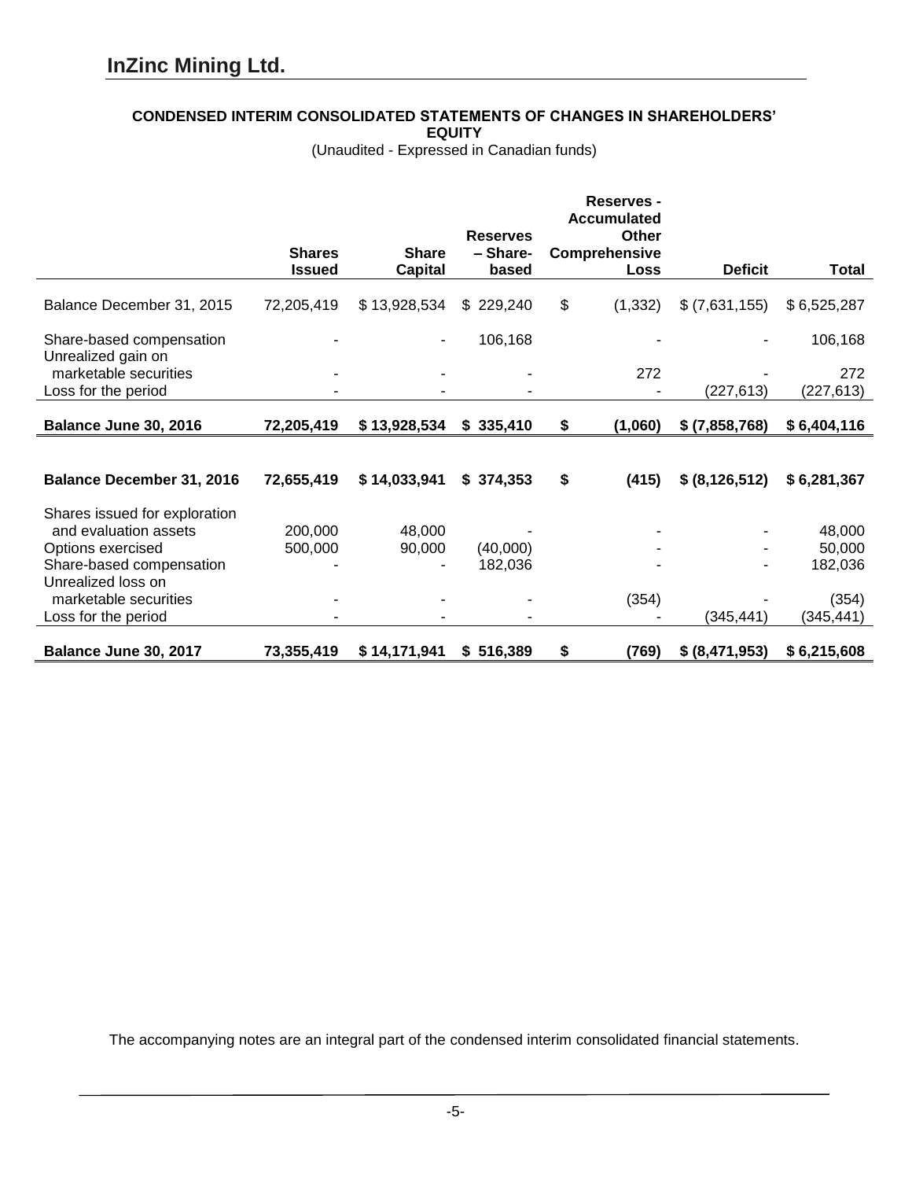# InZinc Mining Ltd.

**CONDENSED INTERIM CONSOLIDATED STATEMENTS OF CHANGES IN SHAREHOLDERS' EQUITY**

(Unaudited - Expressed in Canadian funds)

| | Shares Issued | Share Capital | Reserves – Share-based | Reserves - Accumulated Other Comprehensive Loss | Deficit | Total |
|---|---|---|---|---|---|---|
| Balance December 31, 2015 | 72,205,419 | $ 13,928,534 | $ 229,240 | $ (1,332) | $ (7,631,155) | $ 6,525,287 |
| Share-based compensation | - | - | 106,168 | - | - | 106,168 |
| Unrealized gain on marketable securities | - | - | - | 272 | - | 272 |
| Loss for the period | - | - | - | - | (227,613) | (227,613) |
| **Balance June 30, 2016** | **72,205,419** | **$ 13,928,534** | **$ 335,410** | **$ (1,060)** | **$ (7,858,768)** | **$ 6,404,116** |
| | | | | | | |
| **Balance December 31, 2016** | **72,655,419** | **$ 14,033,941** | **$ 374,353** | **$ (415)** | **$ (8,126,512)** | **$ 6,281,367** |
| Shares issued for exploration and evaluation assets | 200,000 | 48,000 | - | - | - | 48,000 |
| Options exercised | 500,000 | 90,000 | (40,000) | - | - | 50,000 |
| Share-based compensation | - | - | 182,036 | - | - | 182,036 |
| Unrealized loss on marketable securities | - | - | - | (354) | - | (354) |
| Loss for the period | - | - | - | - | (345,441) | (345,441) |
| **Balance June 30, 2017** | **73,355,419** | **$ 14,171,941** | **$ 516,389** | **$ (769)** | **$ (8,471,953)** | **$ 6,215,608** |

The accompanying notes are an integral part of the condensed interim consolidated financial statements.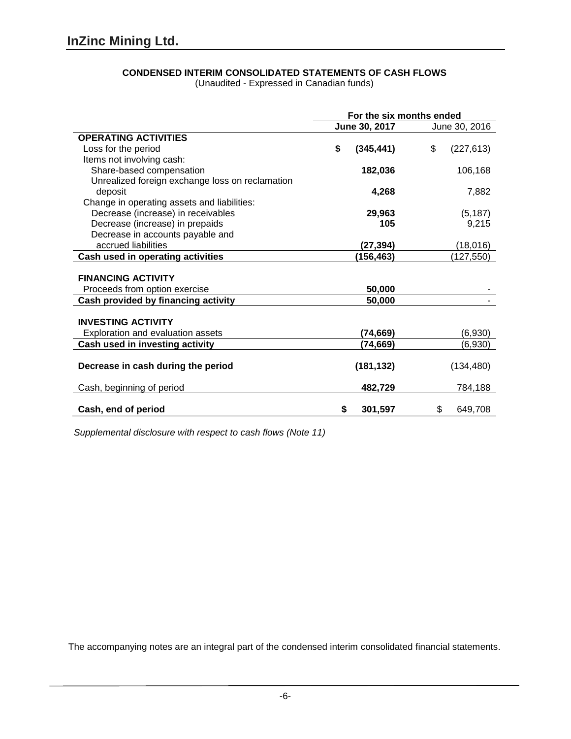# InZinc Mining Ltd.

## CONDENSED INTERIM CONSOLIDATED STATEMENTS OF CASH FLOWS

(Unaudited - Expressed in Canadian funds)

| | For the six months ended | |
|---|---|---|
| | **June 30, 2017** | June 30, 2016 |
| **OPERATING ACTIVITIES** | | |
| Loss for the period | **$ (345,441)** | $ (227,613) |
| Items not involving cash: | | |
| Share-based compensation | **182,036** | 106,168 |
| Unrealized foreign exchange loss on reclamation deposit | **4,268** | 7,882 |
| Change in operating assets and liabilities: | | |
| Decrease (increase) in receivables | **29,963** | (5,187) |
| Decrease (increase) in prepaids | **105** | 9,215 |
| Decrease in accounts payable and accrued liabilities | **(27,394)** | (18,016) |
| **Cash used in operating activities** | **(156,463)** | (127,550) |
| | | |
| **FINANCING ACTIVITY** | | |
| Proceeds from option exercise | **50,000** | - |
| **Cash provided by financing activity** | **50,000** | - |
| | | |
| **INVESTING ACTIVITY** | | |
| Exploration and evaluation assets | **(74,669)** | (6,930) |
| **Cash used in investing activity** | **(74,669)** | (6,930) |
| | | |
| **Decrease in cash during the period** | **(181,132)** | (134,480) |
| | | |
| Cash, beginning of period | **482,729** | 784,188 |
| | | |
| **Cash, end of period** | **$ 301,597** | $ 649,708 |

*Supplemental disclosure with respect to cash flows (Note 11)*

The accompanying notes are an integral part of the condensed interim consolidated financial statements.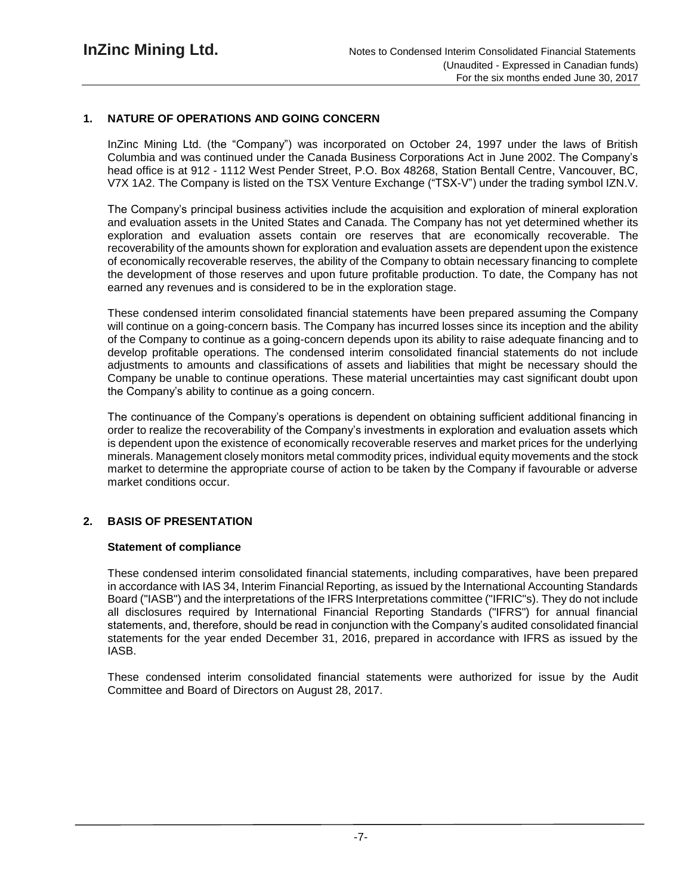## 1. NATURE OF OPERATIONS AND GOING CONCERN

InZinc Mining Ltd. (the "Company") was incorporated on October 24, 1997 under the laws of British Columbia and was continued under the Canada Business Corporations Act in June 2002. The Company's head office is at 912 - 1112 West Pender Street, P.O. Box 48268, Station Bentall Centre, Vancouver, BC, V7X 1A2. The Company is listed on the TSX Venture Exchange ("TSX-V") under the trading symbol IZN.V.

The Company's principal business activities include the acquisition and exploration of mineral exploration and evaluation assets in the United States and Canada. The Company has not yet determined whether its exploration and evaluation assets contain ore reserves that are economically recoverable. The recoverability of the amounts shown for exploration and evaluation assets are dependent upon the existence of economically recoverable reserves, the ability of the Company to obtain necessary financing to complete the development of those reserves and upon future profitable production. To date, the Company has not earned any revenues and is considered to be in the exploration stage.

These condensed interim consolidated financial statements have been prepared assuming the Company will continue on a going-concern basis. The Company has incurred losses since its inception and the ability of the Company to continue as a going-concern depends upon its ability to raise adequate financing and to develop profitable operations. The condensed interim consolidated financial statements do not include adjustments to amounts and classifications of assets and liabilities that might be necessary should the Company be unable to continue operations. These material uncertainties may cast significant doubt upon the Company's ability to continue as a going concern.

The continuance of the Company's operations is dependent on obtaining sufficient additional financing in order to realize the recoverability of the Company's investments in exploration and evaluation assets which is dependent upon the existence of economically recoverable reserves and market prices for the underlying minerals. Management closely monitors metal commodity prices, individual equity movements and the stock market to determine the appropriate course of action to be taken by the Company if favourable or adverse market conditions occur.

## 2. BASIS OF PRESENTATION

### Statement of compliance

These condensed interim consolidated financial statements, including comparatives, have been prepared in accordance with IAS 34, Interim Financial Reporting, as issued by the International Accounting Standards Board ("IASB") and the interpretations of the IFRS Interpretations committee ("IFRIC"s). They do not include all disclosures required by International Financial Reporting Standards ("IFRS") for annual financial statements, and, therefore, should be read in conjunction with the Company's audited consolidated financial statements for the year ended December 31, 2016, prepared in accordance with IFRS as issued by the IASB.

These condensed interim consolidated financial statements were authorized for issue by the Audit Committee and Board of Directors on August 28, 2017.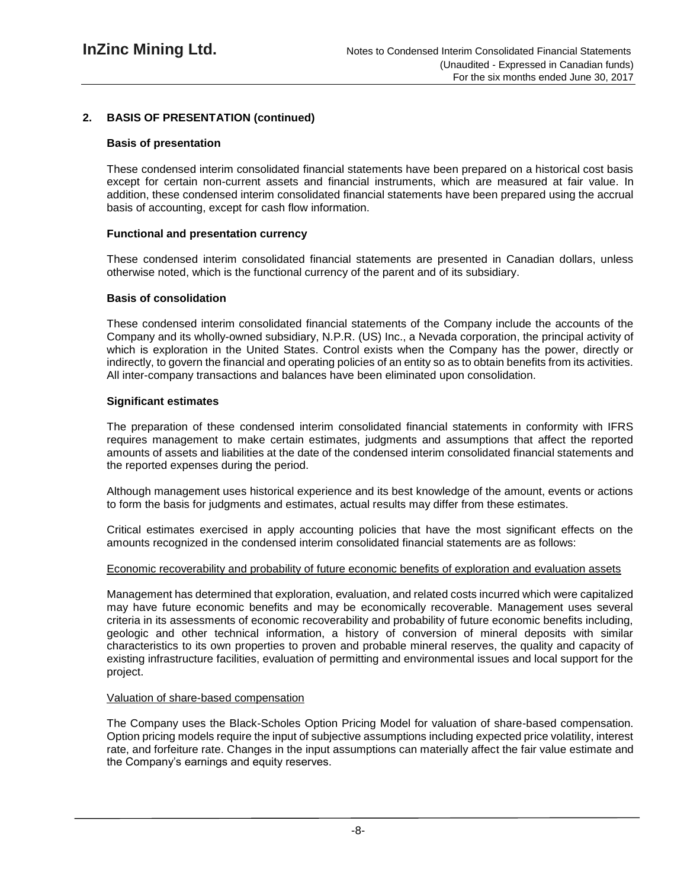## 2. BASIS OF PRESENTATION (continued)

### Basis of presentation

These condensed interim consolidated financial statements have been prepared on a historical cost basis except for certain non-current assets and financial instruments, which are measured at fair value. In addition, these condensed interim consolidated financial statements have been prepared using the accrual basis of accounting, except for cash flow information.

### Functional and presentation currency

These condensed interim consolidated financial statements are presented in Canadian dollars, unless otherwise noted, which is the functional currency of the parent and of its subsidiary.

### Basis of consolidation

These condensed interim consolidated financial statements of the Company include the accounts of the Company and its wholly-owned subsidiary, N.P.R. (US) Inc., a Nevada corporation, the principal activity of which is exploration in the United States. Control exists when the Company has the power, directly or indirectly, to govern the financial and operating policies of an entity so as to obtain benefits from its activities. All inter-company transactions and balances have been eliminated upon consolidation.

### Significant estimates

The preparation of these condensed interim consolidated financial statements in conformity with IFRS requires management to make certain estimates, judgments and assumptions that affect the reported amounts of assets and liabilities at the date of the condensed interim consolidated financial statements and the reported expenses during the period.

Although management uses historical experience and its best knowledge of the amount, events or actions to form the basis for judgments and estimates, actual results may differ from these estimates.

Critical estimates exercised in apply accounting policies that have the most significant effects on the amounts recognized in the condensed interim consolidated financial statements are as follows:

Economic recoverability and probability of future economic benefits of exploration and evaluation assets

Management has determined that exploration, evaluation, and related costs incurred which were capitalized may have future economic benefits and may be economically recoverable. Management uses several criteria in its assessments of economic recoverability and probability of future economic benefits including, geologic and other technical information, a history of conversion of mineral deposits with similar characteristics to its own properties to proven and probable mineral reserves, the quality and capacity of existing infrastructure facilities, evaluation of permitting and environmental issues and local support for the project.

Valuation of share-based compensation

The Company uses the Black-Scholes Option Pricing Model for valuation of share-based compensation. Option pricing models require the input of subjective assumptions including expected price volatility, interest rate, and forfeiture rate. Changes in the input assumptions can materially affect the fair value estimate and the Company's earnings and equity reserves.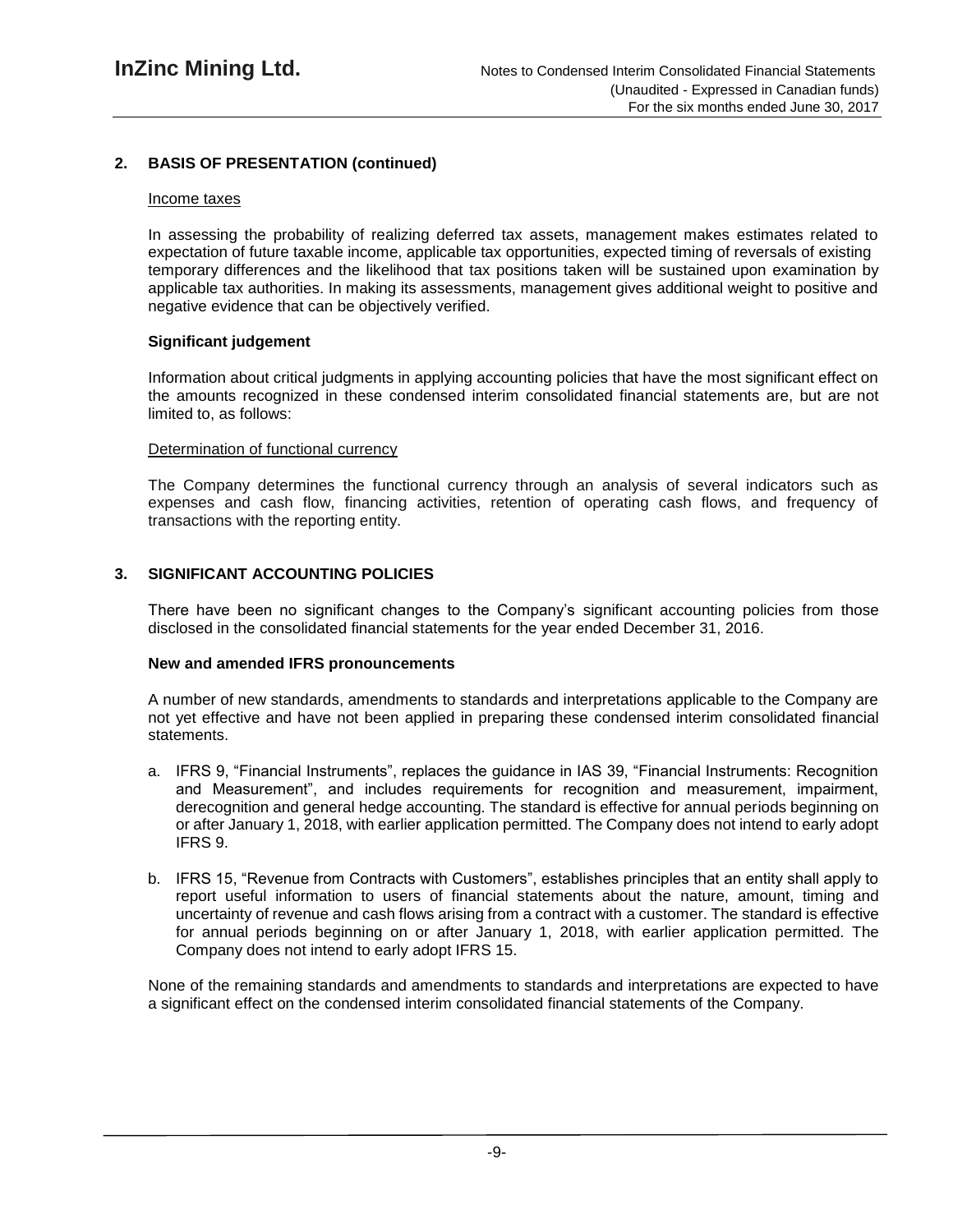## 2. BASIS OF PRESENTATION (continued)

Income taxes

In assessing the probability of realizing deferred tax assets, management makes estimates related to expectation of future taxable income, applicable tax opportunities, expected timing of reversals of existing temporary differences and the likelihood that tax positions taken will be sustained upon examination by applicable tax authorities. In making its assessments, management gives additional weight to positive and negative evidence that can be objectively verified.

**Significant judgement**

Information about critical judgments in applying accounting policies that have the most significant effect on the amounts recognized in these condensed interim consolidated financial statements are, but are not limited to, as follows:

Determination of functional currency

The Company determines the functional currency through an analysis of several indicators such as expenses and cash flow, financing activities, retention of operating cash flows, and frequency of transactions with the reporting entity.

## 3. SIGNIFICANT ACCOUNTING POLICIES

There have been no significant changes to the Company's significant accounting policies from those disclosed in the consolidated financial statements for the year ended December 31, 2016.

**New and amended IFRS pronouncements**

A number of new standards, amendments to standards and interpretations applicable to the Company are not yet effective and have not been applied in preparing these condensed interim consolidated financial statements.

a. IFRS 9, "Financial Instruments", replaces the guidance in IAS 39, "Financial Instruments: Recognition and Measurement", and includes requirements for recognition and measurement, impairment, derecognition and general hedge accounting. The standard is effective for annual periods beginning on or after January 1, 2018, with earlier application permitted. The Company does not intend to early adopt IFRS 9.

b. IFRS 15, "Revenue from Contracts with Customers", establishes principles that an entity shall apply to report useful information to users of financial statements about the nature, amount, timing and uncertainty of revenue and cash flows arising from a contract with a customer. The standard is effective for annual periods beginning on or after January 1, 2018, with earlier application permitted. The Company does not intend to early adopt IFRS 15.

None of the remaining standards and amendments to standards and interpretations are expected to have a significant effect on the condensed interim consolidated financial statements of the Company.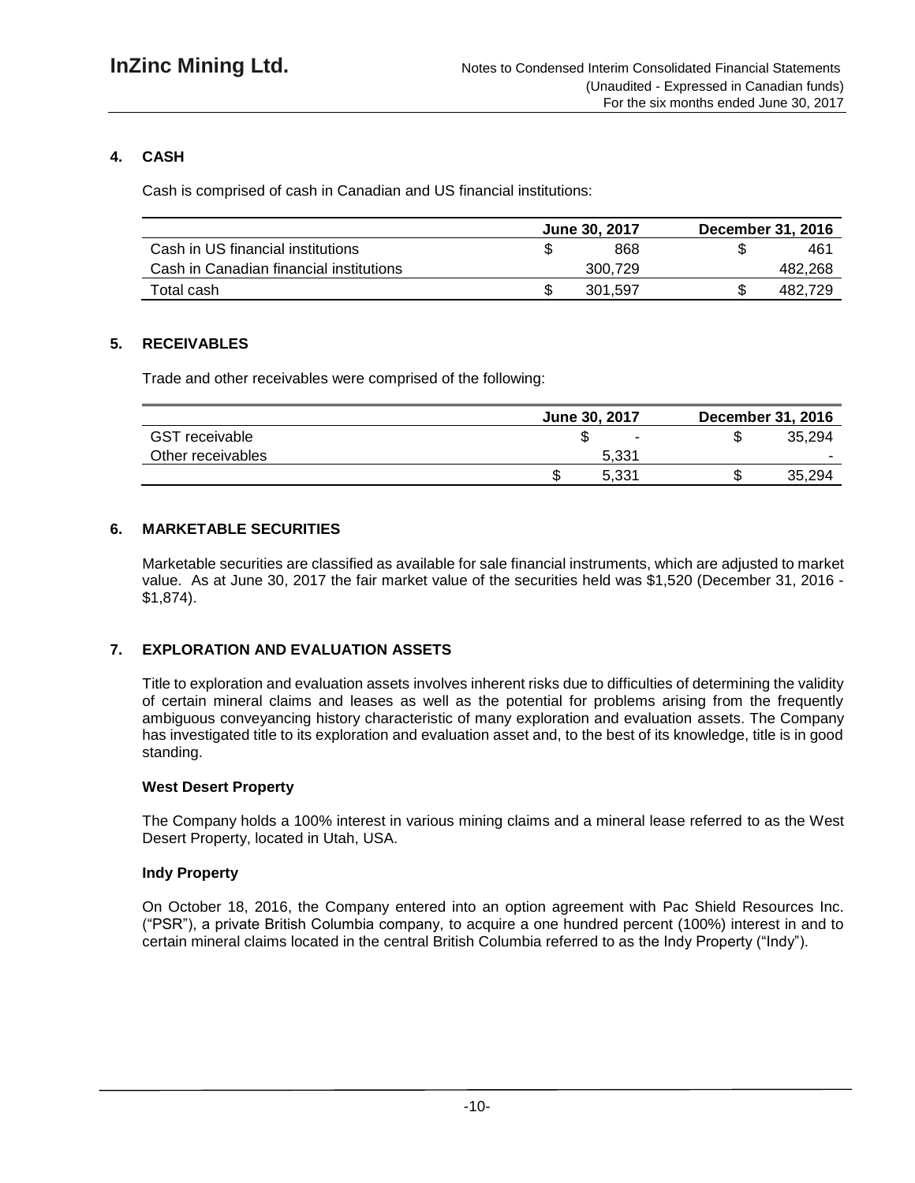## 4. CASH

Cash is comprised of cash in Canadian and US financial institutions:

| | June 30, 2017 | December 31, 2016 |
|---|---|---|
| Cash in US financial institutions | $ 868 | $ 461 |
| Cash in Canadian financial institutions | 300,729 | 482,268 |
| Total cash | $ 301,597 | $ 482,729 |

## 5. RECEIVABLES

Trade and other receivables were comprised of the following:

| | June 30, 2017 | December 31, 2016 |
|---|---|---|
| GST receivable | $ - | $ 35,294 |
| Other receivables | 5,331 | - |
| | $ 5,331 | $ 35,294 |

## 6. MARKETABLE SECURITIES

Marketable securities are classified as available for sale financial instruments, which are adjusted to market value. As at June 30, 2017 the fair market value of the securities held was $1,520 (December 31, 2016 - $1,874).

## 7. EXPLORATION AND EVALUATION ASSETS

Title to exploration and evaluation assets involves inherent risks due to difficulties of determining the validity of certain mineral claims and leases as well as the potential for problems arising from the frequently ambiguous conveyancing history characteristic of many exploration and evaluation assets. The Company has investigated title to its exploration and evaluation asset and, to the best of its knowledge, title is in good standing.

**West Desert Property**

The Company holds a 100% interest in various mining claims and a mineral lease referred to as the West Desert Property, located in Utah, USA.

**Indy Property**

On October 18, 2016, the Company entered into an option agreement with Pac Shield Resources Inc. ("PSR"), a private British Columbia company, to acquire a one hundred percent (100%) interest in and to certain mineral claims located in the central British Columbia referred to as the Indy Property ("Indy").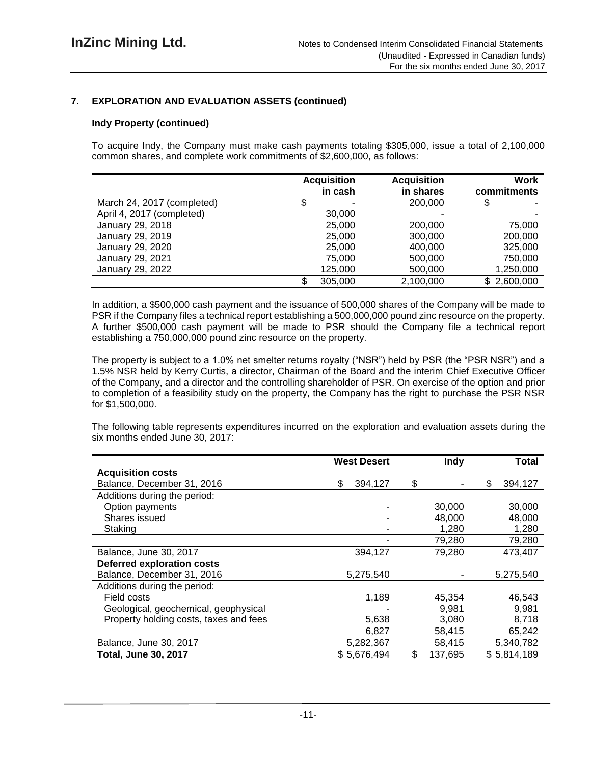## 7. EXPLORATION AND EVALUATION ASSETS (continued)

### Indy Property (continued)

To acquire Indy, the Company must make cash payments totaling $305,000, issue a total of 2,100,000 common shares, and complete work commitments of $2,600,000, as follows:

| | Acquisition in cash | Acquisition in shares | Work commitments |
|---|---|---|---|
| March 24, 2017 (completed) | $ - | 200,000 | $ - |
| April 4, 2017 (completed) | 30,000 | - | - |
| January 29, 2018 | 25,000 | 200,000 | 75,000 |
| January 29, 2019 | 25,000 | 300,000 | 200,000 |
| January 29, 2020 | 25,000 | 400,000 | 325,000 |
| January 29, 2021 | 75,000 | 500,000 | 750,000 |
| January 29, 2022 | 125,000 | 500,000 | 1,250,000 |
| | $ 305,000 | 2,100,000 | $ 2,600,000 |

In addition, a $500,000 cash payment and the issuance of 500,000 shares of the Company will be made to PSR if the Company files a technical report establishing a 500,000,000 pound zinc resource on the property. A further $500,000 cash payment will be made to PSR should the Company file a technical report establishing a 750,000,000 pound zinc resource on the property.

The property is subject to a 1.0% net smelter returns royalty ("NSR") held by PSR (the "PSR NSR") and a 1.5% NSR held by Kerry Curtis, a director, Chairman of the Board and the interim Chief Executive Officer of the Company, and a director and the controlling shareholder of PSR. On exercise of the option and prior to completion of a feasibility study on the property, the Company has the right to purchase the PSR NSR for $1,500,000.

The following table represents expenditures incurred on the exploration and evaluation assets during the six months ended June 30, 2017:

| | West Desert | Indy | Total |
|---|---|---|---|
| **Acquisition costs** | | | |
| Balance, December 31, 2016 | $ 394,127 | $ - | $ 394,127 |
| Additions during the period: | | | |
| Option payments | - | 30,000 | 30,000 |
| Shares issued | - | 48,000 | 48,000 |
| Staking | - | 1,280 | 1,280 |
| | - | 79,280 | 79,280 |
| Balance, June 30, 2017 | 394,127 | 79,280 | 473,407 |
| **Deferred exploration costs** | | | |
| Balance, December 31, 2016 | 5,275,540 | - | 5,275,540 |
| Additions during the period: | | | |
| Field costs | 1,189 | 45,354 | 46,543 |
| Geological, geochemical, geophysical | - | 9,981 | 9,981 |
| Property holding costs, taxes and fees | 5,638 | 3,080 | 8,718 |
| | 6,827 | 58,415 | 65,242 |
| Balance, June 30, 2017 | 5,282,367 | 58,415 | 5,340,782 |
| **Total, June 30, 2017** | $ 5,676,494 | $ 137,695 | $ 5,814,189 |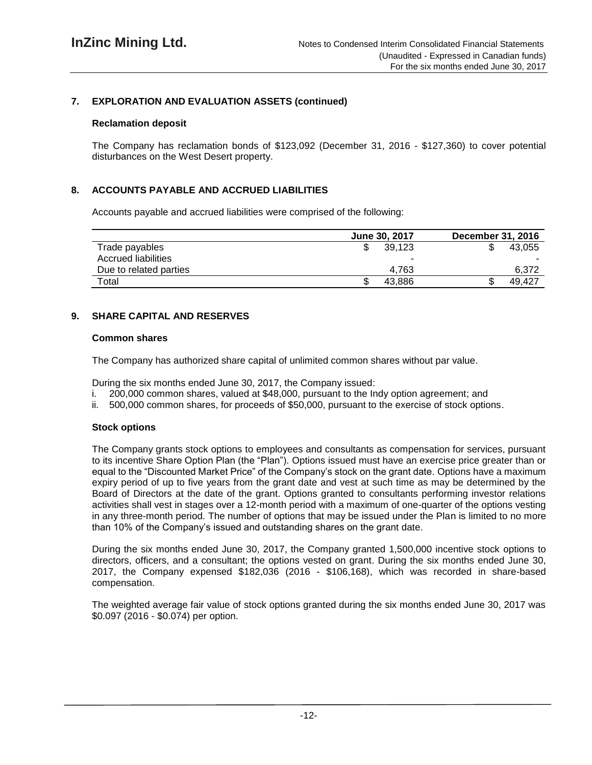## 7. EXPLORATION AND EVALUATION ASSETS (continued)

### Reclamation deposit

The Company has reclamation bonds of $123,092 (December 31, 2016 - $127,360) to cover potential disturbances on the West Desert property.

## 8. ACCOUNTS PAYABLE AND ACCRUED LIABILITIES

Accounts payable and accrued liabilities were comprised of the following:

| | June 30, 2017 | December 31, 2016 |
|---|---|---|
| Trade payables | $ 39,123 | $ 43,055 |
| Accrued liabilities | - | - |
| Due to related parties | 4,763 | 6,372 |
| Total | $ 43,886 | $ 49,427 |

## 9. SHARE CAPITAL AND RESERVES

### Common shares

The Company has authorized share capital of unlimited common shares without par value.

During the six months ended June 30, 2017, the Company issued:

i. 200,000 common shares, valued at $48,000, pursuant to the Indy option agreement; and
ii. 500,000 common shares, for proceeds of $50,000, pursuant to the exercise of stock options.

### Stock options

The Company grants stock options to employees and consultants as compensation for services, pursuant to its incentive Share Option Plan (the "Plan"). Options issued must have an exercise price greater than or equal to the "Discounted Market Price" of the Company's stock on the grant date. Options have a maximum expiry period of up to five years from the grant date and vest at such time as may be determined by the Board of Directors at the date of the grant. Options granted to consultants performing investor relations activities shall vest in stages over a 12-month period with a maximum of one-quarter of the options vesting in any three-month period. The number of options that may be issued under the Plan is limited to no more than 10% of the Company's issued and outstanding shares on the grant date.

During the six months ended June 30, 2017, the Company granted 1,500,000 incentive stock options to directors, officers, and a consultant; the options vested on grant. During the six months ended June 30, 2017, the Company expensed $182,036 (2016 - $106,168), which was recorded in share-based compensation.

The weighted average fair value of stock options granted during the six months ended June 30, 2017 was $0.097 (2016 - $0.074) per option.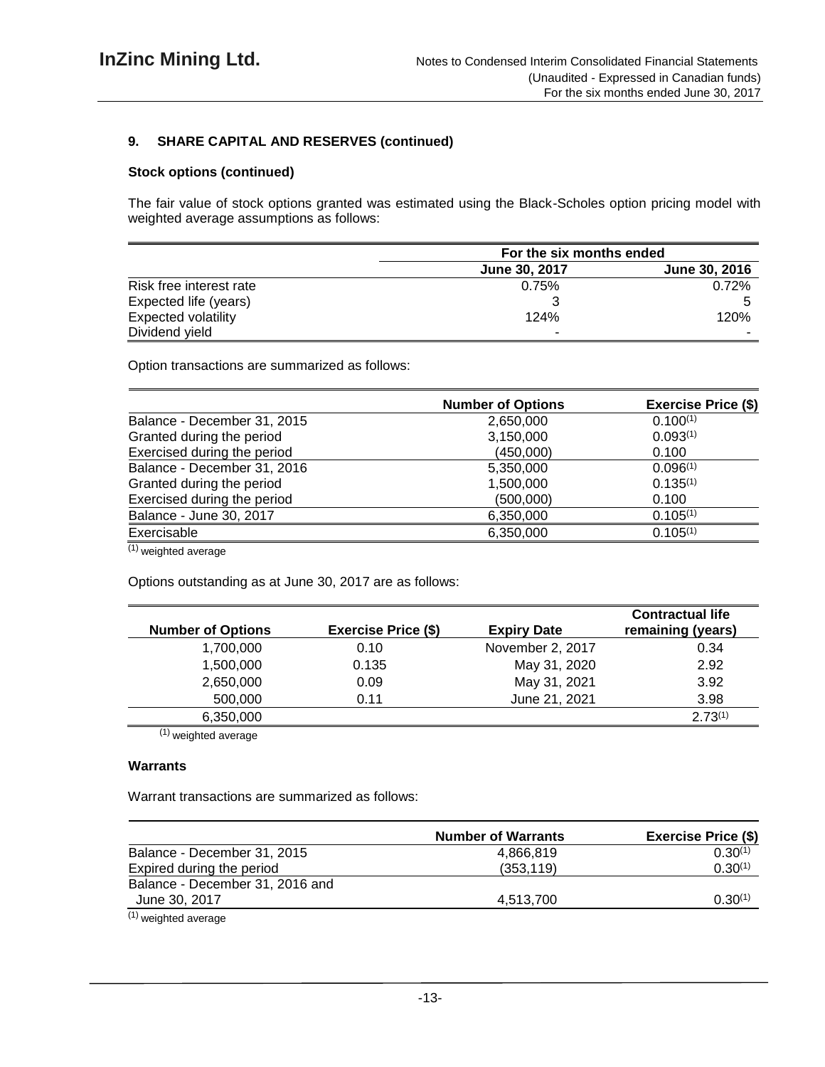### 9. SHARE CAPITAL AND RESERVES (continued)

**Stock options (continued)**

The fair value of stock options granted was estimated using the Black-Scholes option pricing model with weighted average assumptions as follows:

| | For the six months ended | |
|---|---|---|
| | June 30, 2017 | June 30, 2016 |
| Risk free interest rate | 0.75% | 0.72% |
| Expected life (years) | 3 | 5 |
| Expected volatility | 124% | 120% |
| Dividend yield | - | - |

Option transactions are summarized as follows:

| | Number of Options | Exercise Price ($) |
|---|---|---|
| Balance - December 31, 2015 | 2,650,000 | 0.100[(1)] |
| Granted during the period | 3,150,000 | 0.093[(1)] |
| Exercised during the period | (450,000) | 0.100 |
| Balance - December 31, 2016 | 5,350,000 | 0.096[(1)] |
| Granted during the period | 1,500,000 | 0.135[(1)] |
| Exercised during the period | (500,000) | 0.100 |
| Balance - June 30, 2017 | 6,350,000 | 0.105[(1)] |
| Exercisable | 6,350,000 | 0.105[(1)] |

[(1)] weighted average

Options outstanding as at June 30, 2017 are as follows:

| Number of Options | Exercise Price ($) | Expiry Date | Contractual life remaining (years) |
|---|---|---|---|
| 1,700,000 | 0.10 | November 2, 2017 | 0.34 |
| 1,500,000 | 0.135 | May 31, 2020 | 2.92 |
| 2,650,000 | 0.09 | May 31, 2021 | 3.92 |
| 500,000 | 0.11 | June 21, 2021 | 3.98 |
| 6,350,000 | | | 2.73[(1)] |

[(1)] weighted average

**Warrants**

Warrant transactions are summarized as follows:

| | Number of Warrants | Exercise Price ($) |
|---|---|---|
| Balance - December 31, 2015 | 4,866,819 | 0.30[(1)] |
| Expired during the period | (353,119) | 0.30[(1)] |
| Balance - December 31, 2016 and June 30, 2017 | 4,513,700 | 0.30[(1)] |

[(1)] weighted average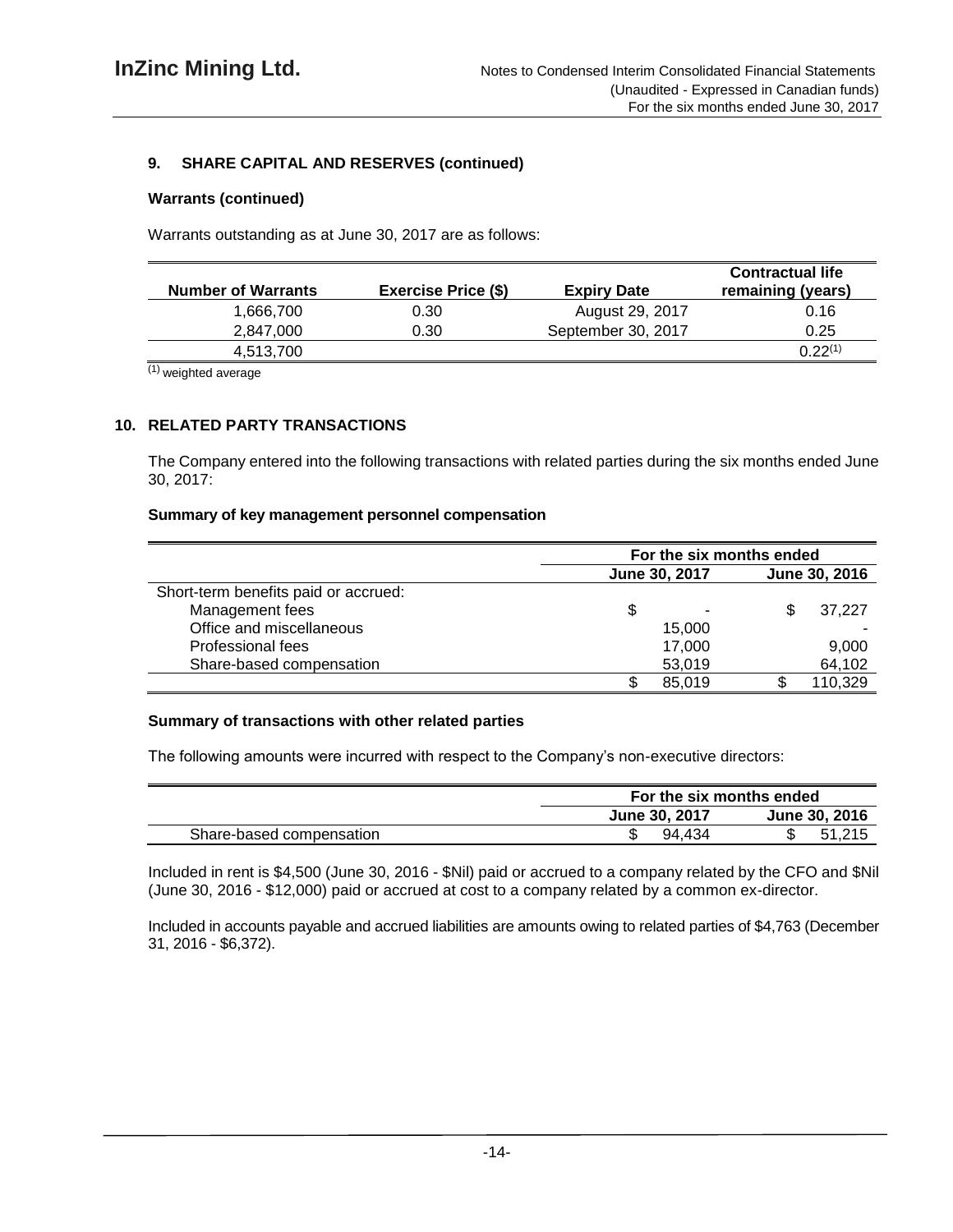## 9. SHARE CAPITAL AND RESERVES (continued)

### Warrants (continued)

Warrants outstanding as at June 30, 2017 are as follows:

| Number of Warrants | Exercise Price ($) | Expiry Date | Contractual life remaining (years) |
|---|---|---|---|
| 1,666,700 | 0.30 | August 29, 2017 | 0.16 |
| 2,847,000 | 0.30 | September 30, 2017 | 0.25 |
| 4,513,700 | | | 0.22[(1)] |

[(1)] weighted average

## 10. RELATED PARTY TRANSACTIONS

The Company entered into the following transactions with related parties during the six months ended June 30, 2017:

### Summary of key management personnel compensation

| | For the six months ended | |
|---|---|---|
| | June 30, 2017 | June 30, 2016 |
| Short-term benefits paid or accrued: | | |
| Management fees | $ - | $ 37,227 |
| Office and miscellaneous | 15,000 | - |
| Professional fees | 17,000 | 9,000 |
| Share-based compensation | 53,019 | 64,102 |
| | $ 85,019 | $ 110,329 |

### Summary of transactions with other related parties

The following amounts were incurred with respect to the Company's non-executive directors:

| | For the six months ended | |
|---|---|---|
| | June 30, 2017 | June 30, 2016 |
| Share-based compensation | $ 94,434 | $ 51,215 |

Included in rent is $4,500 (June 30, 2016 - $Nil) paid or accrued to a company related by the CFO and $Nil (June 30, 2016 - $12,000) paid or accrued at cost to a company related by a common ex-director.

Included in accounts payable and accrued liabilities are amounts owing to related parties of $4,763 (December 31, 2016 - $6,372).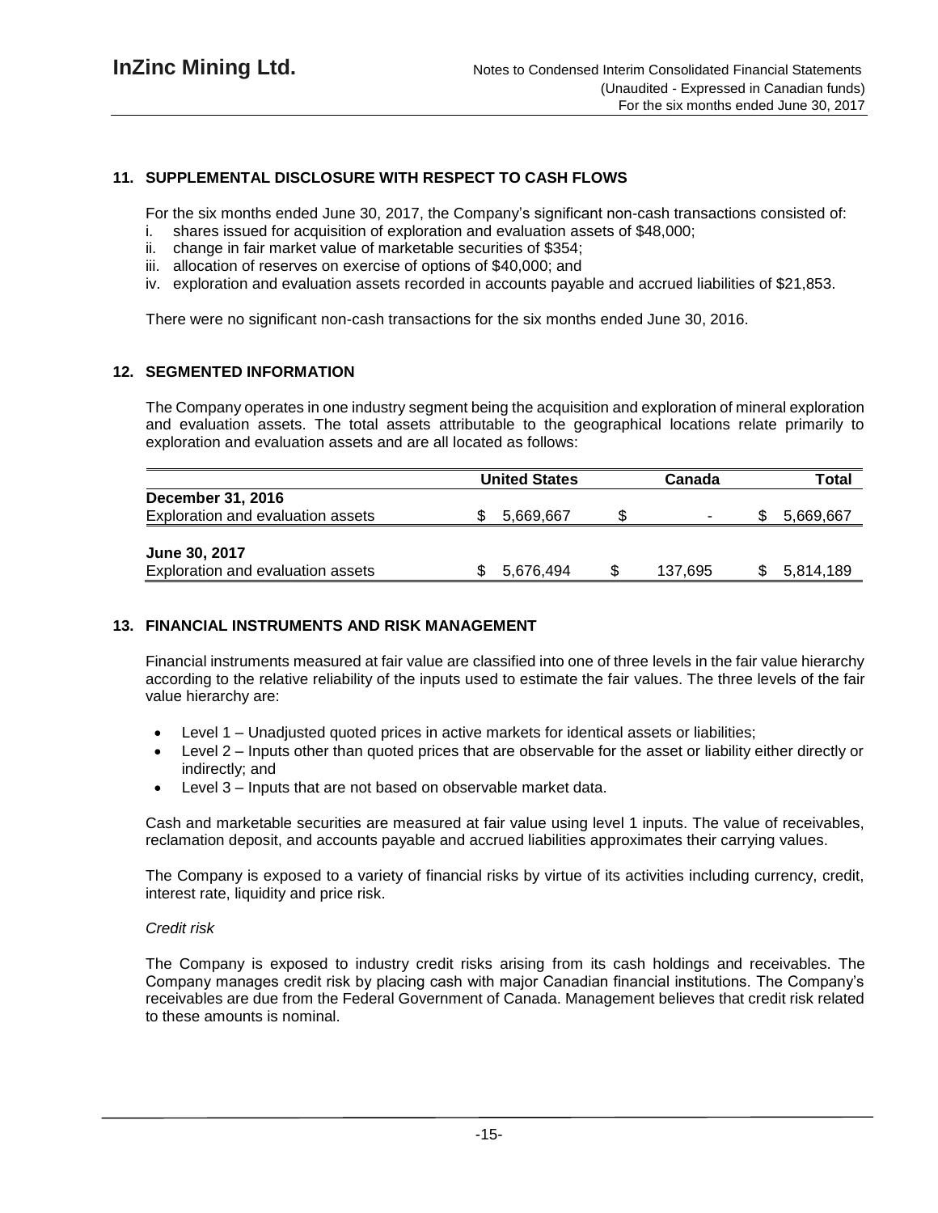## 11. SUPPLEMENTAL DISCLOSURE WITH RESPECT TO CASH FLOWS

For the six months ended June 30, 2017, the Company's significant non-cash transactions consisted of:

i. shares issued for acquisition of exploration and evaluation assets of $48,000;
ii. change in fair market value of marketable securities of $354;
iii. allocation of reserves on exercise of options of $40,000; and
iv. exploration and evaluation assets recorded in accounts payable and accrued liabilities of $21,853.

There were no significant non-cash transactions for the six months ended June 30, 2016.

## 12. SEGMENTED INFORMATION

The Company operates in one industry segment being the acquisition and exploration of mineral exploration and evaluation assets. The total assets attributable to the geographical locations relate primarily to exploration and evaluation assets and are all located as follows:

| | United States | Canada | Total |
|---|---|---|---|
| **December 31, 2016** | | | |
| Exploration and evaluation assets | $ 5,669,667 | $ - | $ 5,669,667 |
| **June 30, 2017** | | | |
| Exploration and evaluation assets | $ 5,676,494 | $ 137,695 | $ 5,814,189 |

## 13. FINANCIAL INSTRUMENTS AND RISK MANAGEMENT

Financial instruments measured at fair value are classified into one of three levels in the fair value hierarchy according to the relative reliability of the inputs used to estimate the fair values. The three levels of the fair value hierarchy are:

- Level 1 – Unadjusted quoted prices in active markets for identical assets or liabilities;
- Level 2 – Inputs other than quoted prices that are observable for the asset or liability either directly or indirectly; and
- Level 3 – Inputs that are not based on observable market data.

Cash and marketable securities are measured at fair value using level 1 inputs. The value of receivables, reclamation deposit, and accounts payable and accrued liabilities approximates their carrying values.

The Company is exposed to a variety of financial risks by virtue of its activities including currency, credit, interest rate, liquidity and price risk.

*Credit risk*

The Company is exposed to industry credit risks arising from its cash holdings and receivables. The Company manages credit risk by placing cash with major Canadian financial institutions. The Company's receivables are due from the Federal Government of Canada. Management believes that credit risk related to these amounts is nominal.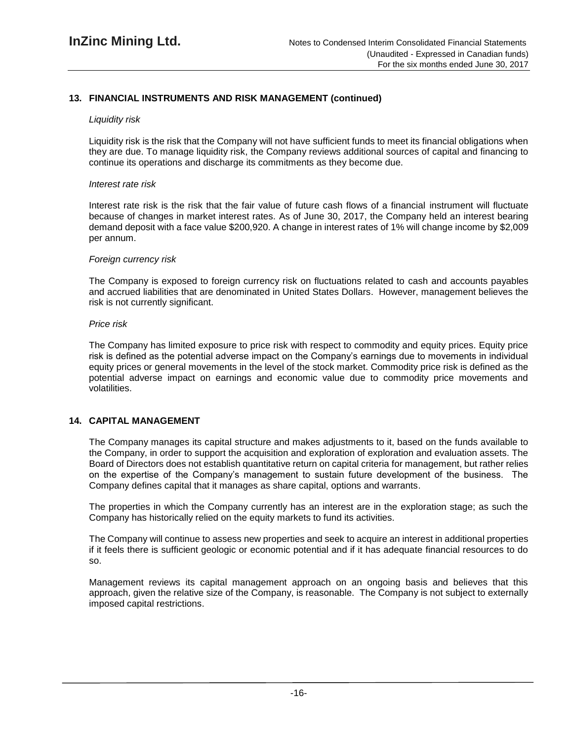## 13. FINANCIAL INSTRUMENTS AND RISK MANAGEMENT (continued)

*Liquidity risk*

Liquidity risk is the risk that the Company will not have sufficient funds to meet its financial obligations when they are due. To manage liquidity risk, the Company reviews additional sources of capital and financing to continue its operations and discharge its commitments as they become due.

*Interest rate risk*

Interest rate risk is the risk that the fair value of future cash flows of a financial instrument will fluctuate because of changes in market interest rates. As of June 30, 2017, the Company held an interest bearing demand deposit with a face value $200,920. A change in interest rates of 1% will change income by $2,009 per annum.

*Foreign currency risk*

The Company is exposed to foreign currency risk on fluctuations related to cash and accounts payables and accrued liabilities that are denominated in United States Dollars. However, management believes the risk is not currently significant.

*Price risk*

The Company has limited exposure to price risk with respect to commodity and equity prices. Equity price risk is defined as the potential adverse impact on the Company's earnings due to movements in individual equity prices or general movements in the level of the stock market. Commodity price risk is defined as the potential adverse impact on earnings and economic value due to commodity price movements and volatilities.

## 14. CAPITAL MANAGEMENT

The Company manages its capital structure and makes adjustments to it, based on the funds available to the Company, in order to support the acquisition and exploration of exploration and evaluation assets. The Board of Directors does not establish quantitative return on capital criteria for management, but rather relies on the expertise of the Company's management to sustain future development of the business. The Company defines capital that it manages as share capital, options and warrants.

The properties in which the Company currently has an interest are in the exploration stage; as such the Company has historically relied on the equity markets to fund its activities.

The Company will continue to assess new properties and seek to acquire an interest in additional properties if it feels there is sufficient geologic or economic potential and if it has adequate financial resources to do so.

Management reviews its capital management approach on an ongoing basis and believes that this approach, given the relative size of the Company, is reasonable. The Company is not subject to externally imposed capital restrictions.